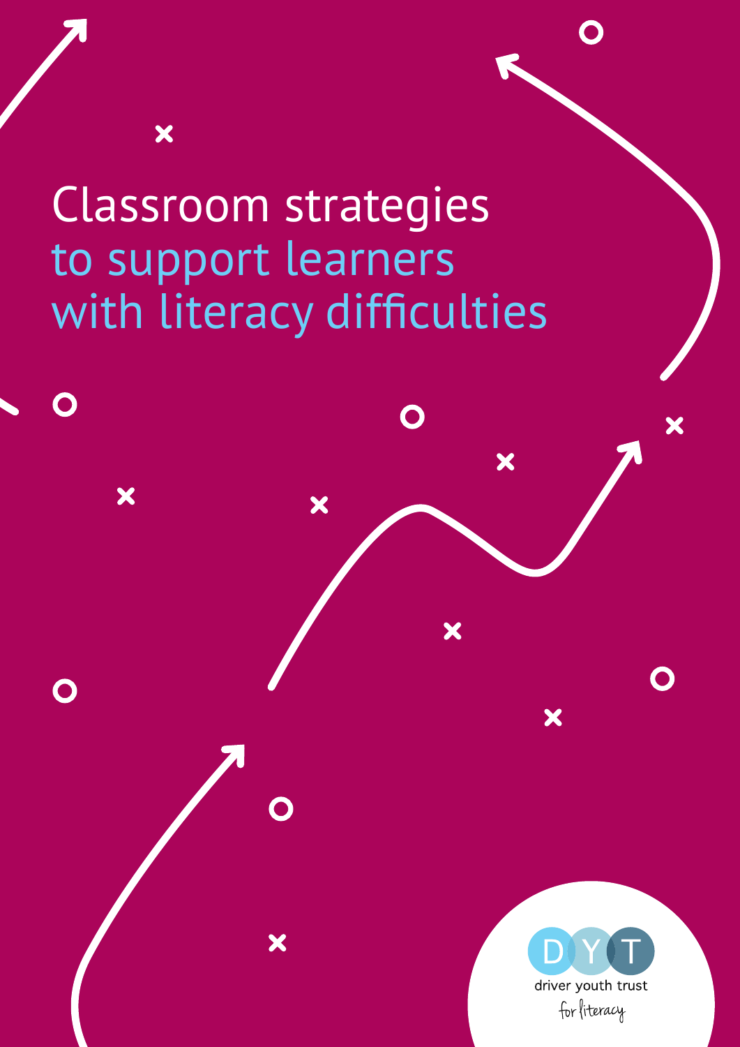# Classroom strategies to support learners with literacy difficulties

driver youth trust

for literacy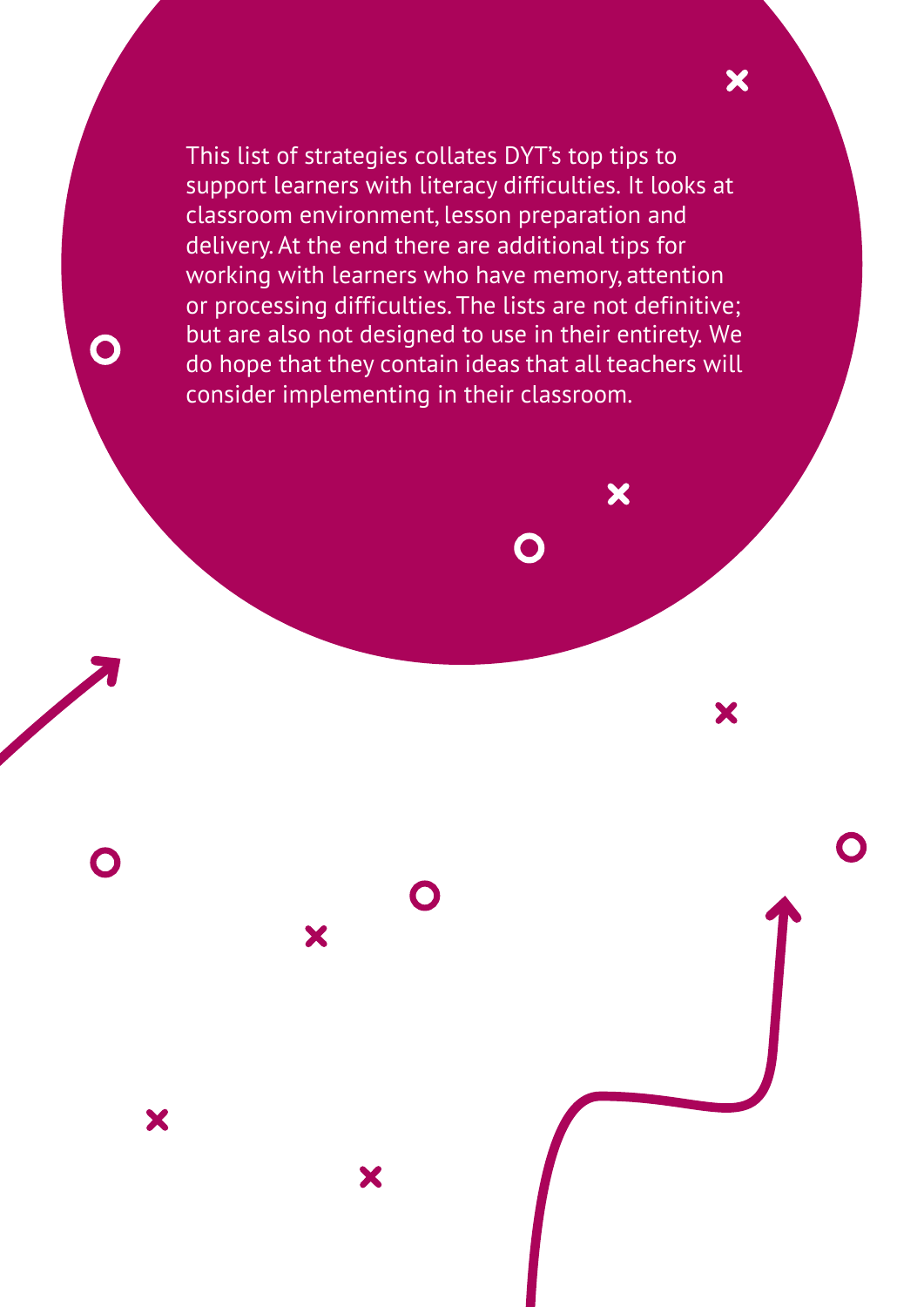This list of strategies collates DYT's top tips to support learners with literacy difficulties. It looks at classroom environment, lesson preparation and delivery. At the end there are additional tips for working with learners who have memory, attention or processing difficulties. The lists are not definitive; but are also not designed to use in their entirety. We do hope that they contain ideas that all teachers will consider implementing in their classroom.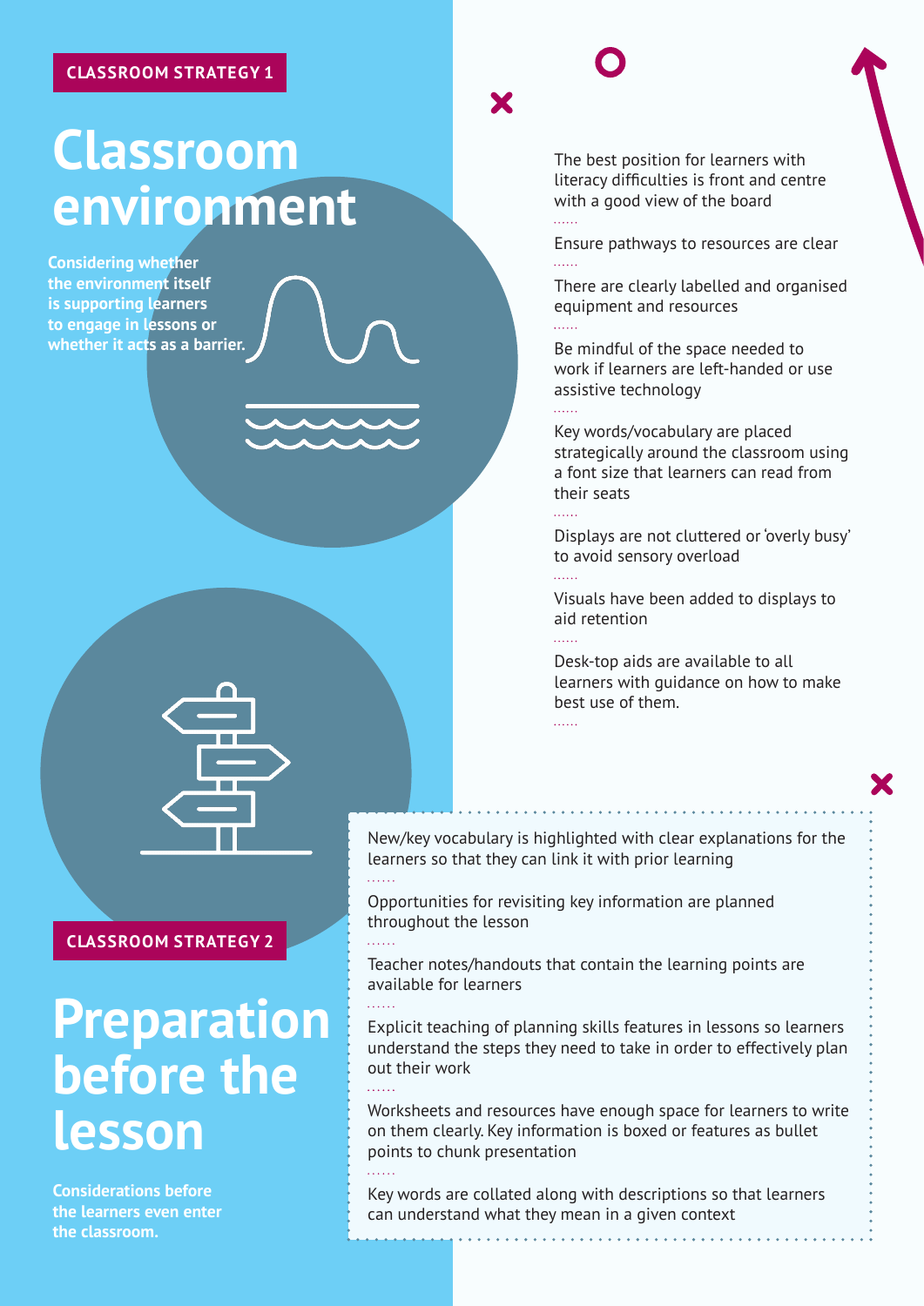CLASSROOM STRATEGY 1

# Classroom environment

**Considering whether the environment itself is supporting learners to engage in lessons or whether it acts as a barrier.**

- The best position for learners with literacy difficulties is front and centre with a good view of the board
- Ensure pathways to resources are clear
- There are clearly labelled and organised equipment and resources
- Be mindful of the space needed to work if learners are left-handed or use assistive technology
- Key words/vocabulary are placed strategically around the classroom using a font size that learners can read from their seats
- Displays are not cluttered or 'overly busy' to avoid sensory overload
- Visuals have been added to displays to aid retention
- Desk-top aids are available to all learners with guidance on how to make best use of them.

CLASSROOM STRATEGY 2

# Preparation before the lesson

**Considerations before the learners even enter the classroom.**

- New/key vocabulary is highlighted with clear explanations for the learners so that they can link it with prior learning
- Opportunities for revisiting key information are planned throughout the lesson
- Teacher notes/handouts that contain the learning points are available for learners
- Explicit teaching of planning skills features in lessons so learners understand the steps they need to take in order to effectively plan out their work
- Worksheets and resources have enough space for learners to write on them clearly. Key information is boxed or features as bullet points to chunk presentation
- Key words are collated along with descriptions so that learners can understand what they mean in a given context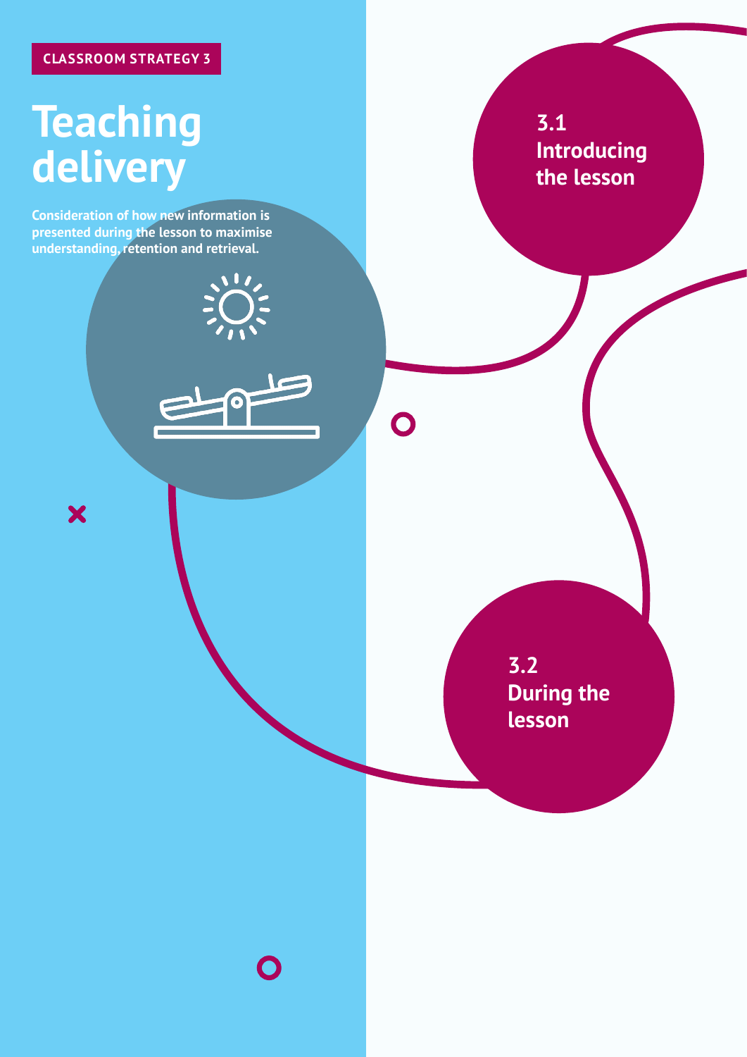CLASSROOM STRATEGY 3

# Teaching delivery

**Consideration of how new information is presented during the lesson to maximise understanding, retention and retrieval.**

## 3.1 Introducing the lesson

## 3.2 During the lesson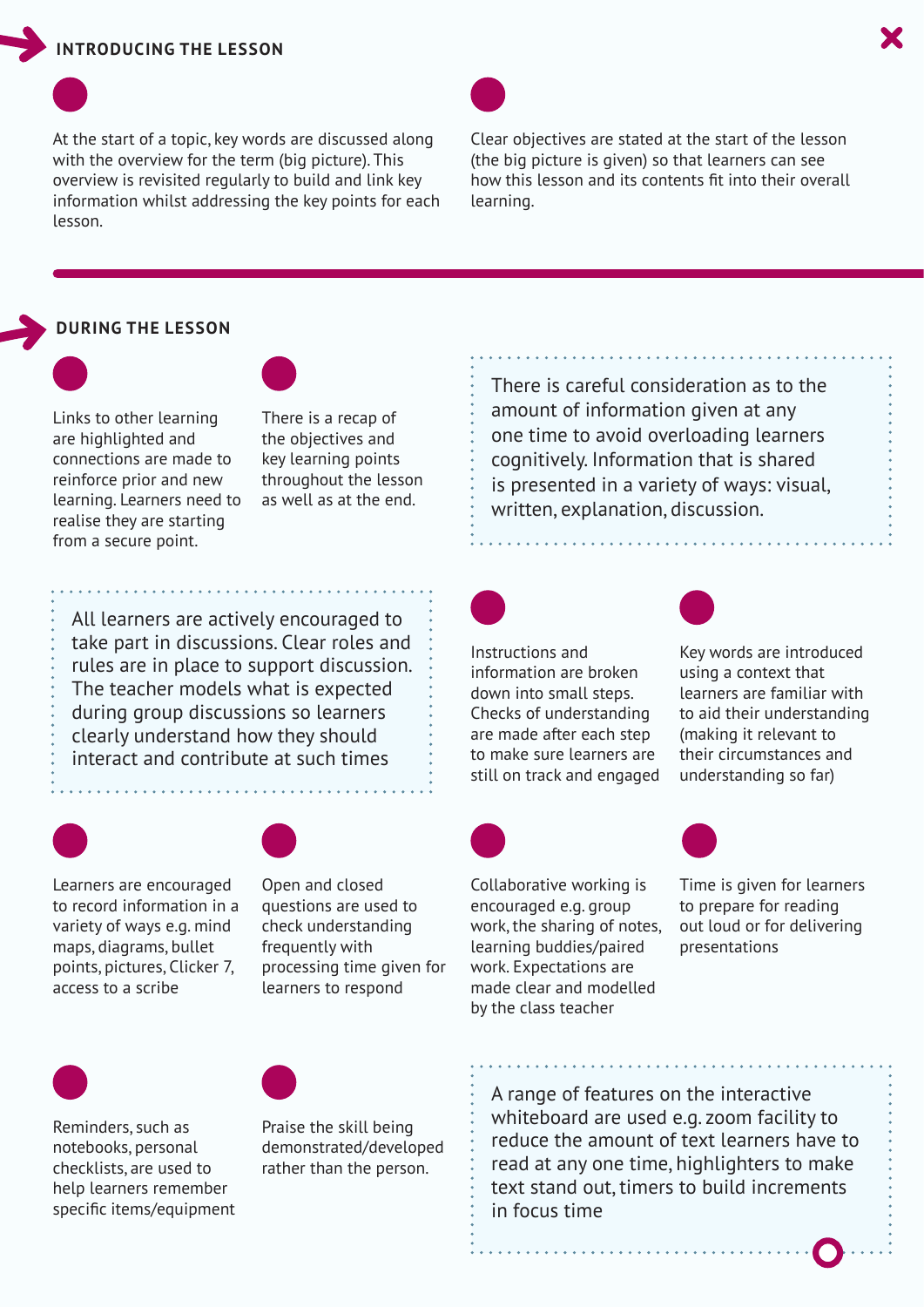## INTRODUCING THE LESSON

At the start of a topic, key words are discussed along with the overview for the term (big picture). This overview is revisited regularly to build and link key information whilst addressing the key points for each lesson.

Clear objectives are stated at the start of the lesson (the big picture is given) so that learners can see how this lesson and its contents fit into their overall learning.

## DURING THE LESSON

Links to other learning are highlighted and connections are made to reinforce prior and new learning. Learners need to realise they are starting from a secure point.

There is a recap of the objectives and key learning points throughout the lesson as well as at the end.

There is careful consideration as to the amount of information given at any one time to avoid overloading learners cognitively. Information that is shared is presented in a variety of ways: visual, written, explanation, discussion.

All learners are actively encouraged to take part in discussions. Clear roles and rules are in place to support discussion. The teacher models what is expected during group discussions so learners clearly understand how they should interact and contribute at such times

Instructions and information are broken down into small steps. Checks of understanding are made after each step to make sure learners are still on track and engaged

Key words are introduced using a context that learners are familiar with to aid their understanding (making it relevant to their circumstances and understanding so far)

Learners are encouraged to record information in a variety of ways e.g. mind maps, diagrams, bullet points, pictures, Clicker 7, access to a scribe

Open and closed questions are used to check understanding frequently with processing time given for learners to respond

Collaborative working is encouraged e.g. group work, the sharing of notes, learning buddies/paired work. Expectations are made clear and modelled by the class teacher

Time is given for learners to prepare for reading out loud or for delivering presentations

Reminders, such as notebooks, personal checklists, are used to help learners remember specific items/equipment

Praise the skill being demonstrated/developed rather than the person.

A range of features on the interactive whiteboard are used e.g. zoom facility to reduce the amount of text learners have to read at any one time, highlighters to make text stand out, timers to build increments in focus time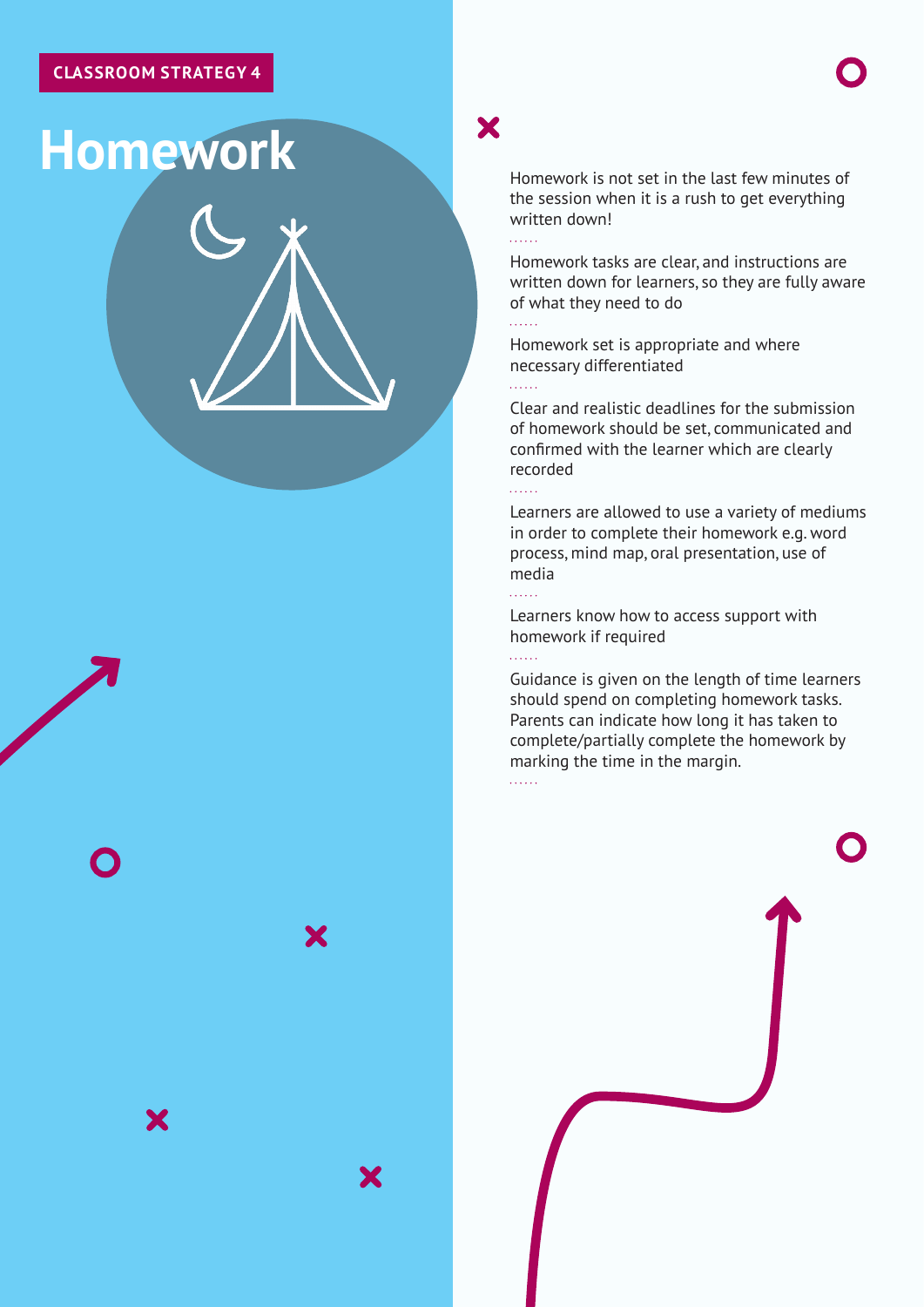CLASSROOM STRATEGY 4

# Homework

Homework is not set in the last few minutes of the session when it is a rush to get everything written down!

Homework tasks are clear, and instructions are written down for learners, so they are fully aware of what they need to do

Homework set is appropriate and where necessary differentiated

Clear and realistic deadlines for the submission of homework should be set, communicated and confirmed with the learner which are clearly recorded

Learners are allowed to use a variety of mediums in order to complete their homework e.g. word process, mind map, oral presentation, use of media

Learners know how to access support with homework if required

Guidance is given on the length of time learners should spend on completing homework tasks. Parents can indicate how long it has taken to complete/partially complete the homework by marking the time in the margin.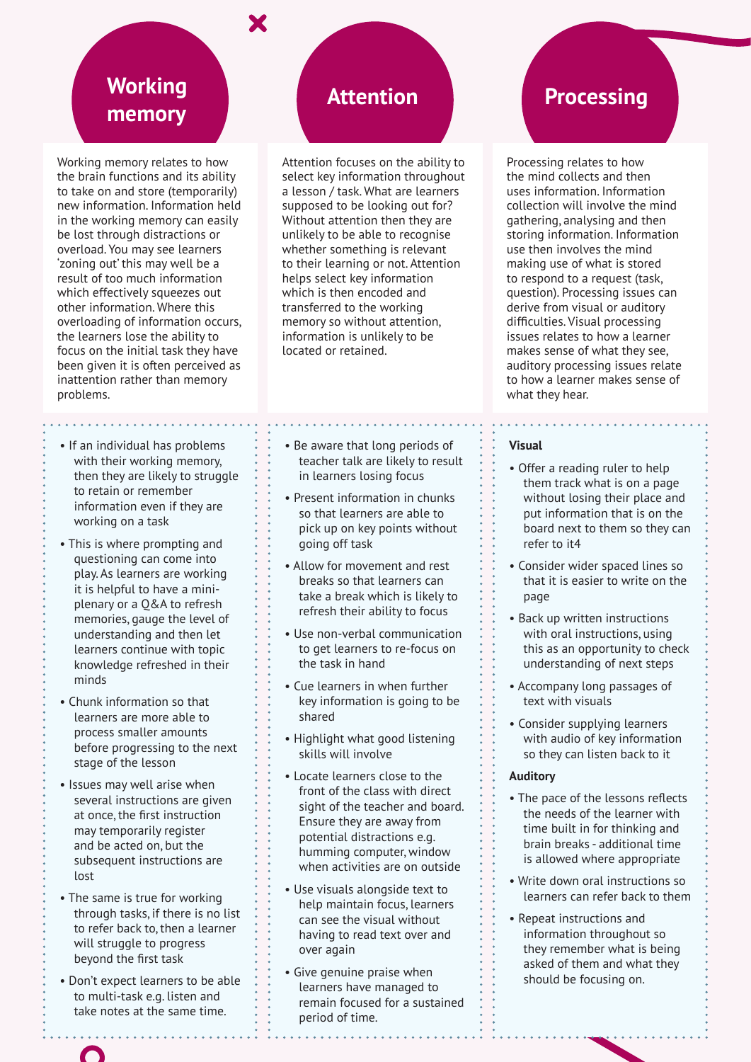## Working memory

Working memory relates to how the brain functions and its ability to take on and store (temporarily) new information. Information held in the working memory can easily be lost through distractions or overload. You may see learners 'zoning out' this may well be a result of too much information which effectively squeezes out other information. Where this overloading of information occurs, the learners lose the ability to focus on the initial task they have been given it is often perceived as inattention rather than memory problems.

- If an individual has problems with their working memory, then they are likely to struggle to retain or remember information even if they are working on a task
- This is where prompting and questioning can come into play. As learners are working it is helpful to have a mini-plenary or a Q&A to refresh memories, gauge the level of understanding and then let learners continue with topic knowledge refreshed in their minds
- Chunk information so that learners are more able to process smaller amounts before progressing to the next stage of the lesson
- Issues may well arise when several instructions are given at once, the first instruction may temporarily register and be acted on, but the subsequent instructions are lost
- The same is true for working through tasks, if there is no list to refer back to, then a learner will struggle to progress beyond the first task
- Don't expect learners to be able to multi-task e.g. listen and take notes at the same time.

## Attention

Attention focuses on the ability to select key information throughout a lesson / task. What are learners supposed to be looking out for? Without attention then they are unlikely to be able to recognise whether something is relevant to their learning or not. Attention helps select key information which is then encoded and transferred to the working memory so without attention, information is unlikely to be located or retained.

- Be aware that long periods of teacher talk are likely to result in learners losing focus
- Present information in chunks so that learners are able to pick up on key points without going off task
- Allow for movement and rest breaks so that learners can take a break which is likely to refresh their ability to focus
- Use non-verbal communication to get learners to re-focus on the task in hand
- Cue learners in when further key information is going to be shared
- Highlight what good listening skills will involve
- Locate learners close to the front of the class with direct sight of the teacher and board. Ensure they are away from potential distractions e.g. humming computer, window when activities are on outside
- Use visuals alongside text to help maintain focus, learners can see the visual without having to read text over and over again
- Give genuine praise when learners have managed to remain focused for a sustained period of time.

## Processing

Processing relates to how the mind collects and then uses information. Information collection will involve the mind gathering, analysing and then storing information. Information use then involves the mind making use of what is stored to respond to a request (task, question). Processing issues can derive from visual or auditory difficulties. Visual processing issues relates to how a learner makes sense of what they see, auditory processing issues relate to how a learner makes sense of what they hear.

**Visual**

- Offer a reading ruler to help them track what is on a page without losing their place and put information that is on the board next to them so they can refer to it4
- Consider wider spaced lines so that it is easier to write on the page
- Back up written instructions with oral instructions, using this as an opportunity to check understanding of next steps
- Accompany long passages of text with visuals
- Consider supplying learners with audio of key information so they can listen back to it

**Auditory**

- The pace of the lessons reflects the needs of the learner with time built in for thinking and brain breaks - additional time is allowed where appropriate
- Write down oral instructions so learners can refer back to them
- Repeat instructions and information throughout so they remember what is being asked of them and what they should be focusing on.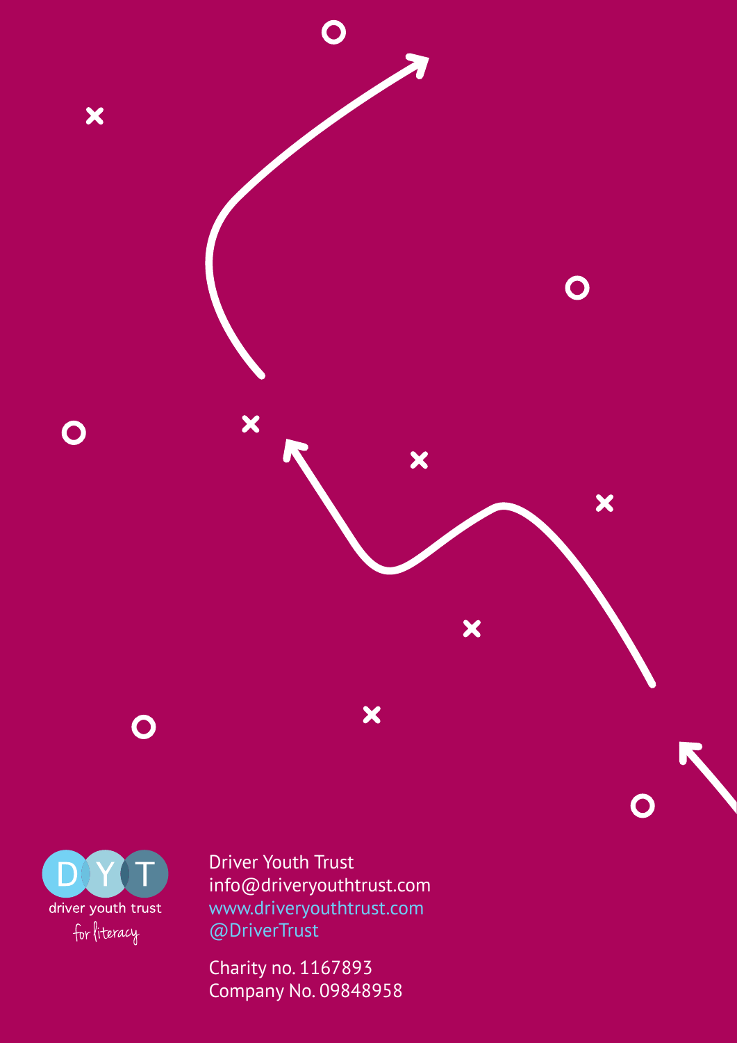DYT
driver youth trust
for literacy

Driver Youth Trust
info@driveryouthtrust.com
www.driveryouthtrust.com
@DriverTrust

Charity no. 1167893
Company No. 09848958